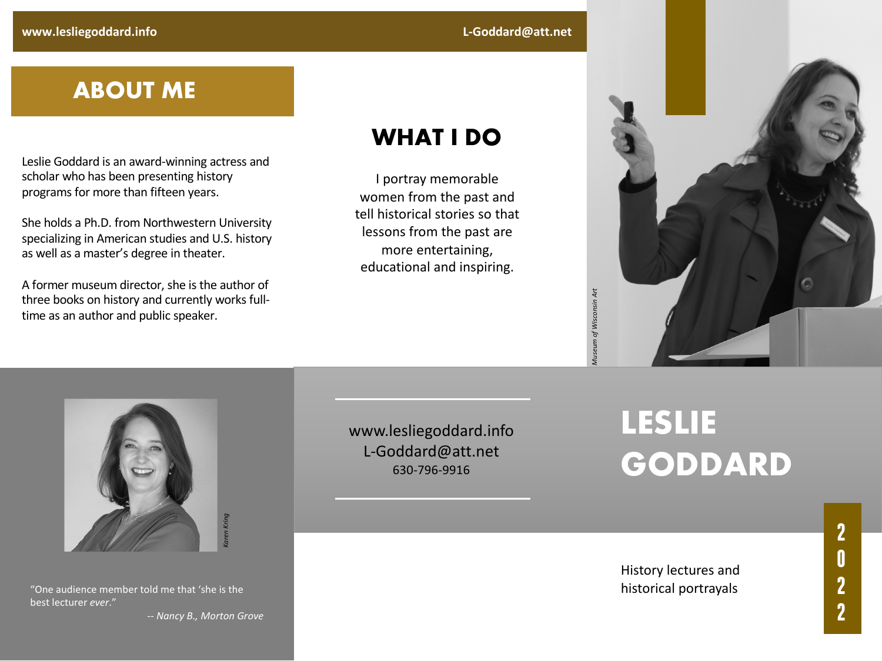www.lesliegoddard.info L-Goddard@att.net

## ABOUT ME

Leslie Goddard is an award-winning actress and scholar who has been presenting history programs for more than fifteen years.

She holds a Ph.D. from Northwestern University specializing in American studies and U.S. history as well as a master's degree in theater.

A former museum director, she is the author of three books on history and currently works full-time as an author and public speaker.

## WHAT I DO

I portray memorable women from the past and tell historical stories so that lessons from the past are more entertaining, educational and inspiring.

*Museum of Wisconsin Art*

*Karen Kring*

"One audience member told me that 'she is the best lecturer *ever*."

*-- Nancy B., Morton Grove*

www.lesliegoddard.info
L-Goddard@att.net
630-796-9916

# LESLIE GODDARD

History lectures and historical portrayals

2022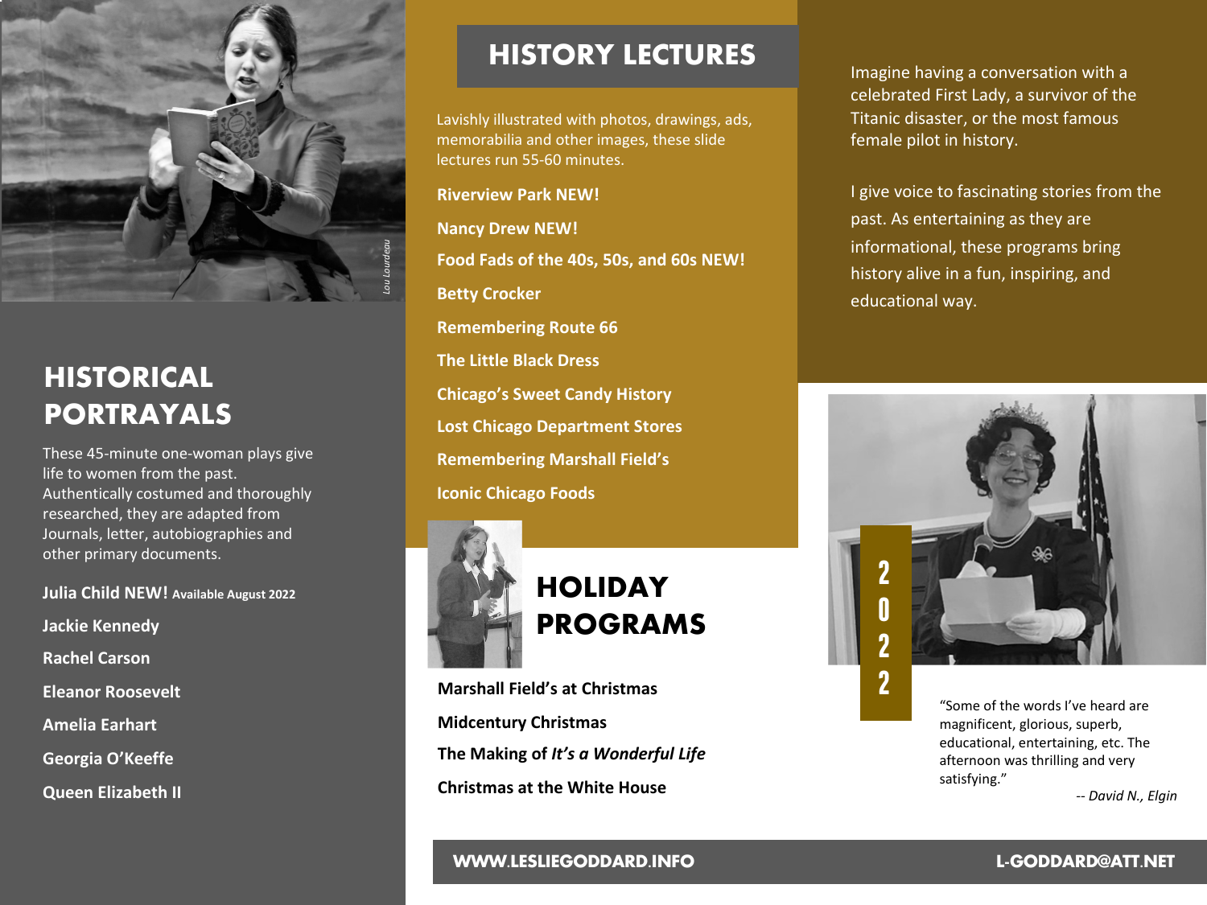## HISTORICAL PORTRAYALS

These 45-minute one-woman plays give life to women from the past. Authentically costumed and thoroughly researched, they are adapted from Journals, letter, autobiographies and other primary documents.

**Julia Child NEW!** **Available August 2022**

**Jackie Kennedy**

**Rachel Carson**

**Eleanor Roosevelt**

**Amelia Earhart**

**Georgia O'Keeffe**

**Queen Elizabeth II**

## HISTORY LECTURES

Lavishly illustrated with photos, drawings, ads, memorabilia and other images, these slide lectures run 55-60 minutes.

**Riverview Park NEW!**

**Nancy Drew NEW!**

**Food Fads of the 40s, 50s, and 60s NEW!**

**Betty Crocker**

**Remembering Route 66**

**The Little Black Dress**

**Chicago's Sweet Candy History**

**Lost Chicago Department Stores**

**Remembering Marshall Field's**

**Iconic Chicago Foods**

## HOLIDAY PROGRAMS

**Marshall Field's at Christmas**

**Midcentury Christmas**

**The Making of *It's a Wonderful Life***

**Christmas at the White House**

Imagine having a conversation with a celebrated First Lady, a survivor of the Titanic disaster, or the most famous female pilot in history.

I give voice to fascinating stories from the past. As entertaining as they are informational, these programs bring history alive in a fun, inspiring, and educational way.

2022

"Some of the words I've heard are magnificent, glorious, superb, educational, entertaining, etc. The afternoon was thrilling and very satisfying."

*-- David N., Elgin*

WWW.LESLIEGODDARD.INFO

L-GODDARD@ATT.NET